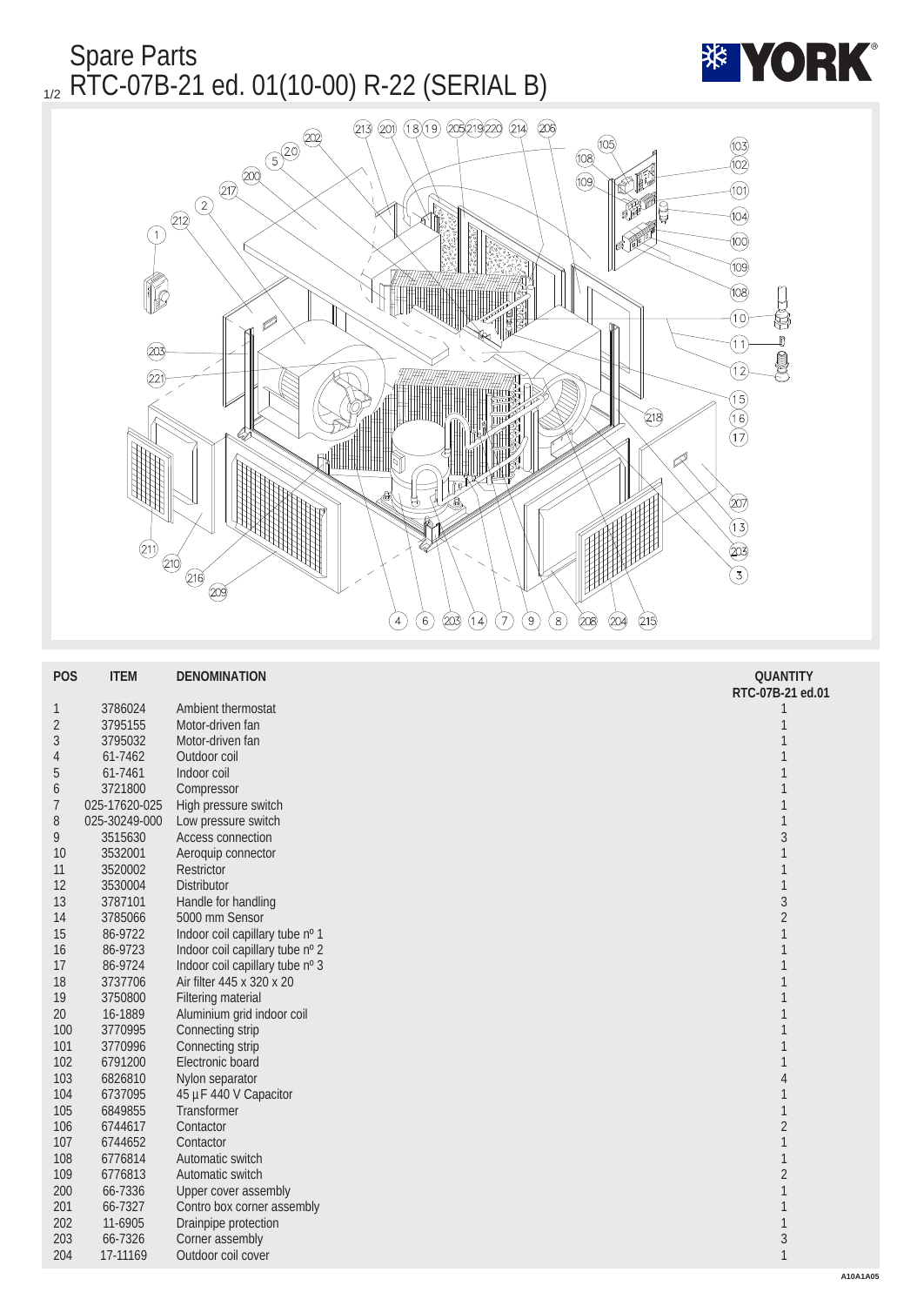# Spare Parts

## RTC-07B-21 ed. 01(10-00) R-22 (SERIAL B)

| POS | ITEM | DENOMINATION | QUANTITY RTC-07B-21 ed.01 |
|---|---|---|---|
| 1 | 3786024 | Ambient thermostat | 1 |
| 2 | 3795155 | Motor-driven fan | 1 |
| 3 | 3795032 | Motor-driven fan | 1 |
| 4 | 61-7462 | Outdoor coil | 1 |
| 5 | 61-7461 | Indoor coil | 1 |
| 6 | 3721800 | Compressor | 1 |
| 7 | 025-17620-025 | High pressure switch | 1 |
| 8 | 025-30249-000 | Low pressure switch | 1 |
| 9 | 3515630 | Access connection | 3 |
| 10 | 3532001 | Aeroquip connector | 1 |
| 11 | 3520002 | Restrictor | 1 |
| 12 | 3530004 | Distributor | 1 |
| 13 | 3787101 | Handle for handling | 3 |
| 14 | 3785066 | 5000 mm Sensor | 2 |
| 15 | 86-9722 | Indoor coil capillary tube nº 1 | 1 |
| 16 | 86-9723 | Indoor coil capillary tube nº 2 | 1 |
| 17 | 86-9724 | Indoor coil capillary tube nº 3 | 1 |
| 18 | 3737706 | Air filter 445 x 320 x 20 | 1 |
| 19 | 3750800 | Filtering material | 1 |
| 20 | 16-1889 | Aluminium grid indoor coil | 1 |
| 100 | 3770995 | Connecting strip | 1 |
| 101 | 3770996 | Connecting strip | 1 |
| 102 | 6791200 | Electronic board | 1 |
| 103 | 6826810 | Nylon separator | 4 |
| 104 | 6737095 | 45 µF 440 V Capacitor | 1 |
| 105 | 6849855 | Transformer | 1 |
| 106 | 6744617 | Contactor | 2 |
| 107 | 6744652 | Contactor | 1 |
| 108 | 6776814 | Automatic switch | 1 |
| 109 | 6776813 | Automatic switch | 2 |
| 200 | 66-7336 | Upper cover assembly | 1 |
| 201 | 66-7327 | Contro box corner assembly | 1 |
| 202 | 11-6905 | Drainpipe protection | 1 |
| 203 | 66-7326 | Corner assembly | 3 |
| 204 | 17-11169 | Outdoor coil cover | 1 |

A10A1A05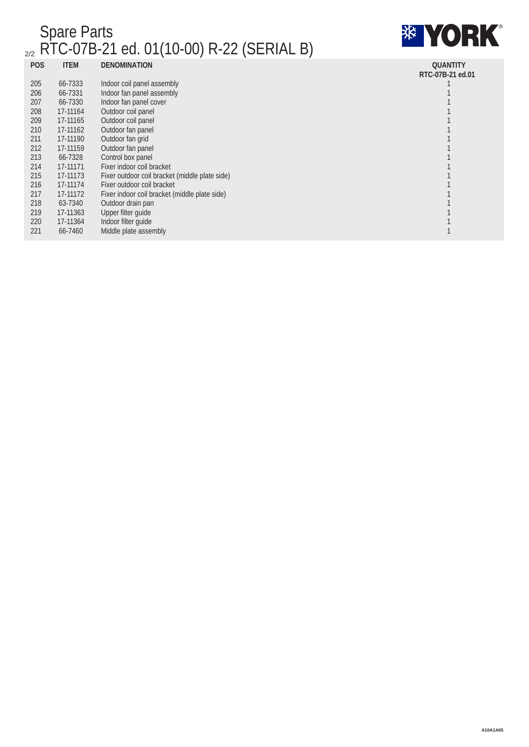# Spare Parts

## RTC-07B-21 ed. 01(10-00) R-22 (SERIAL B)

| POS | ITEM | DENOMINATION | QUANTITY RTC-07B-21 ed.01 |
|---|---|---|---|
| 205 | 66-7333 | Indoor coil panel assembly | 1 |
| 206 | 66-7331 | Indoor fan panel assembly | 1 |
| 207 | 66-7330 | Indoor fan panel cover | 1 |
| 208 | 17-11164 | Outdoor coil panel | 1 |
| 209 | 17-11165 | Outdoor coil panel | 1 |
| 210 | 17-11162 | Outdoor fan panel | 1 |
| 211 | 17-11190 | Outdoor fan grid | 1 |
| 212 | 17-11159 | Outdoor fan panel | 1 |
| 213 | 66-7328 | Control box panel | 1 |
| 214 | 17-11171 | Fixer indoor coil bracket | 1 |
| 215 | 17-11173 | Fixer outdoor coil bracket (middle plate side) | 1 |
| 216 | 17-11174 | Fixer outdoor coil bracket | 1 |
| 217 | 17-11172 | Fixer indoor coil bracket (middle plate side) | 1 |
| 218 | 63-7340 | Outdoor drain pan | 1 |
| 219 | 17-11363 | Upper filter guide | 1 |
| 220 | 17-11364 | Indoor filter guide | 1 |
| 221 | 66-7460 | Middle plate assembly | 1 |

A10A1A05